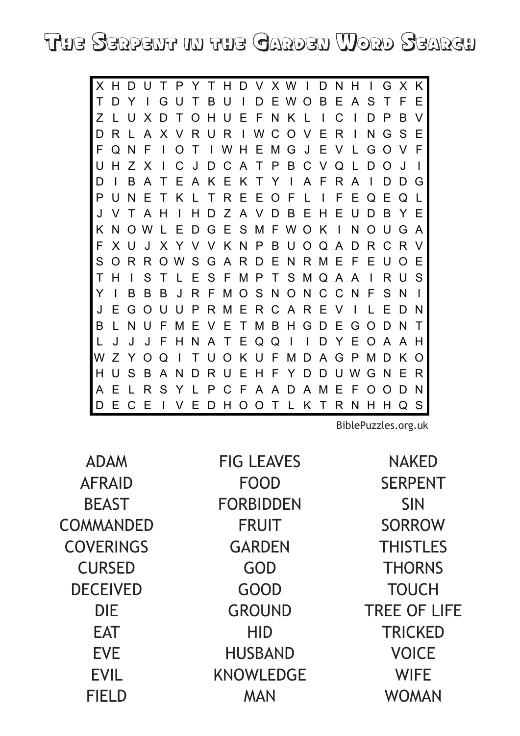# The Serpent in the Garden Word Search

```
X H D U T P Y T H D V X W I D N H I G X K
T D Y I G U T B U I D E W O B E A S T F E
Z L U X D T O H U E F N K L I C I D P B V
D R L A X V R U R I W C O V E R I N G S E
F Q N F I O T I W H E M G J E V L G O V F
U H Z X I C J D C A T P B C V Q L D O J I
D I B A T E A K E K T Y I A F R A I D D G
P U N E T K L T R E E O F L I F E Q E Q L
J V T A H I H D Z A V D B E H E U D B Y E
K N O W L E D G E S M F W O K I N O U G A
F X U J X Y V V K N P B U O Q A D R C R V
S O R R O W S G A R D E N R M E F E U O E
T H I S T L E S F M P T S M Q A A I R U S
Y I B B B J R F M O S N O N C C N F S N I
J E G O U U P R M E R C A R E V I L E D N
B L N U F M E V E T M B H G D E G O D N T
L J J J F H N A T E Q Q I I D Y E O A A H
W Z Y O Q I T U O K U F M D A G P M D K O
H U S B A N D R U E H F Y D D U W G N E R
A E L R S Y L P C F A A D A M E F O O D N
D E C E I V E D H O O T L K T R N H H Q S
```

BiblePuzzles.org.uk

| | | |
|---|---|---|
| ADAM | FIG LEAVES | NAKED |
| AFRAID | FOOD | SERPENT |
| BEAST | FORBIDDEN | SIN |
| COMMANDED | FRUIT | SORROW |
| COVERINGS | GARDEN | THISTLES |
| CURSED | GOD | THORNS |
| DECEIVED | GOOD | TOUCH |
| DIE | GROUND | TREE OF LIFE |
| EAT | HID | TRICKED |
| EVE | HUSBAND | VOICE |
| EVIL | KNOWLEDGE | WIFE |
| FIELD | MAN | WOMAN |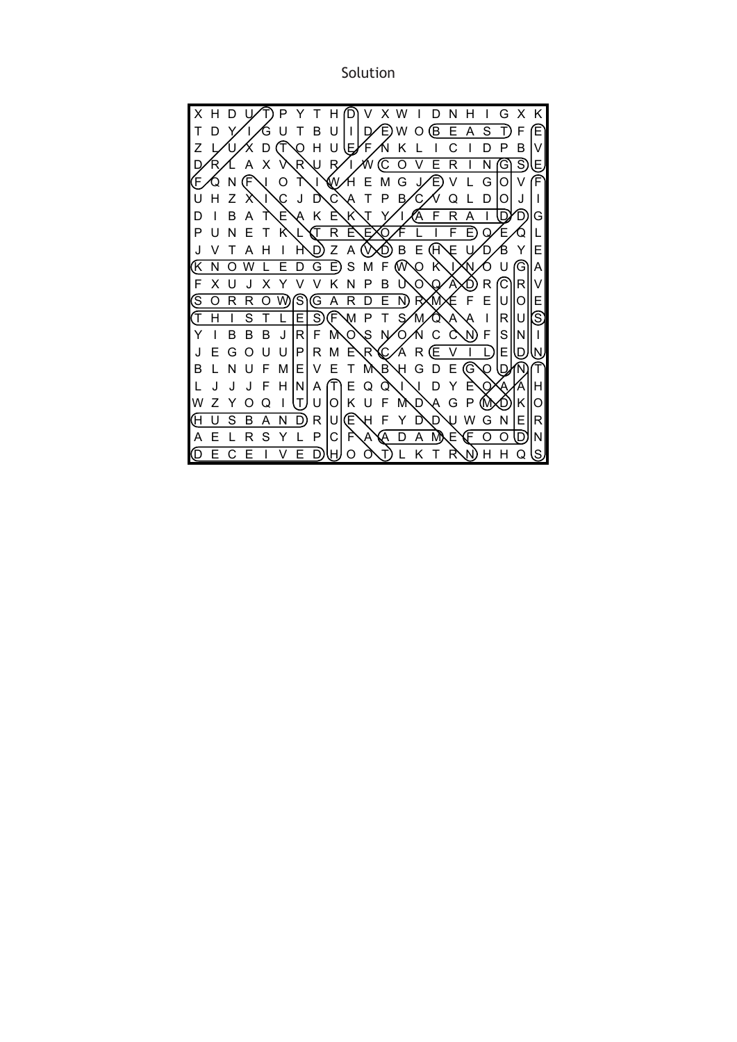Solution

| | | | | | | | | | | | | | | | | | | | |
|---|---|---|---|---|---|---|---|---|---|---|---|---|---|---|---|---|---|---|---|
| X | H | D | U | T | P | Y | T | H | D | V | X | W | I | D | N | H | I | G | X | K |
| T | D | Y | I | G | U | T | B | U | I | D | E | W | O | B | E | A | S | T | F | E |
| Z | L | U | X | D | T | O | H | U | E | F | N | K | L | I | C | I | D | P | B | V |
| D | R | L | A | X | V | R | U | R | I | W | C | O | V | E | R | I | N | G | S | E |
| F | Q | N | F | I | O | T | I | W | H | E | M | G | J | E | V | L | G | O | V | F |
| U | H | Z | X | I | C | J | D | C | A | T | P | B | C | V | Q | L | D | O | J | I |
| D | I | B | A | T | E | A | K | E | K | T | Y | I | A | F | R | A | I | D | D | G |
| P | U | N | E | T | K | L | T | R | E | E | O | F | L | I | F | E | Q | E | Q | L |
| J | V | T | A | H | I | H | D | Z | A | V | D | B | E | H | E | U | D | B | Y | E |
| K | N | O | W | L | E | D | G | E | S | M | F | W | O | K | I | N | O | U | G | A |
| F | X | U | J | X | Y | V | V | K | N | P | B | U | O | Q | A | D | R | C | R | V |
| S | O | R | R | O | W | S | G | A | R | D | E | N | R | M | E | F | E | U | O | E |
| T | H | I | S | T | L | E | S | F | M | P | T | S | M | Q | A | A | I | R | U | S |
| Y | I | B | B | B | J | R | F | M | O | S | N | O | N | C | C | N | F | S | N | I |
| J | E | G | O | U | U | P | R | M | E | R | C | A | R | E | V | I | L | E | D | N |
| B | L | N | U | F | M | E | V | E | T | M | B | H | G | D | E | G | O | D | N | T |
| L | J | J | J | F | H | N | A | T | E | Q | Q | I | I | D | Y | E | O | A | A | H |
| W | Z | Y | O | Q | I | T | U | O | K | U | F | M | D | A | G | P | M | D | K | O |
| H | U | S | B | A | N | D | R | U | E | H | F | Y | D | D | U | W | G | N | E | R |
| A | E | L | R | S | Y | L | P | C | F | A | A | D | A | M | E | F | O | O | D | N |
| D | E | C | E | I | V | E | D | H | O | O | T | L | K | T | R | N | H | H | Q | S |